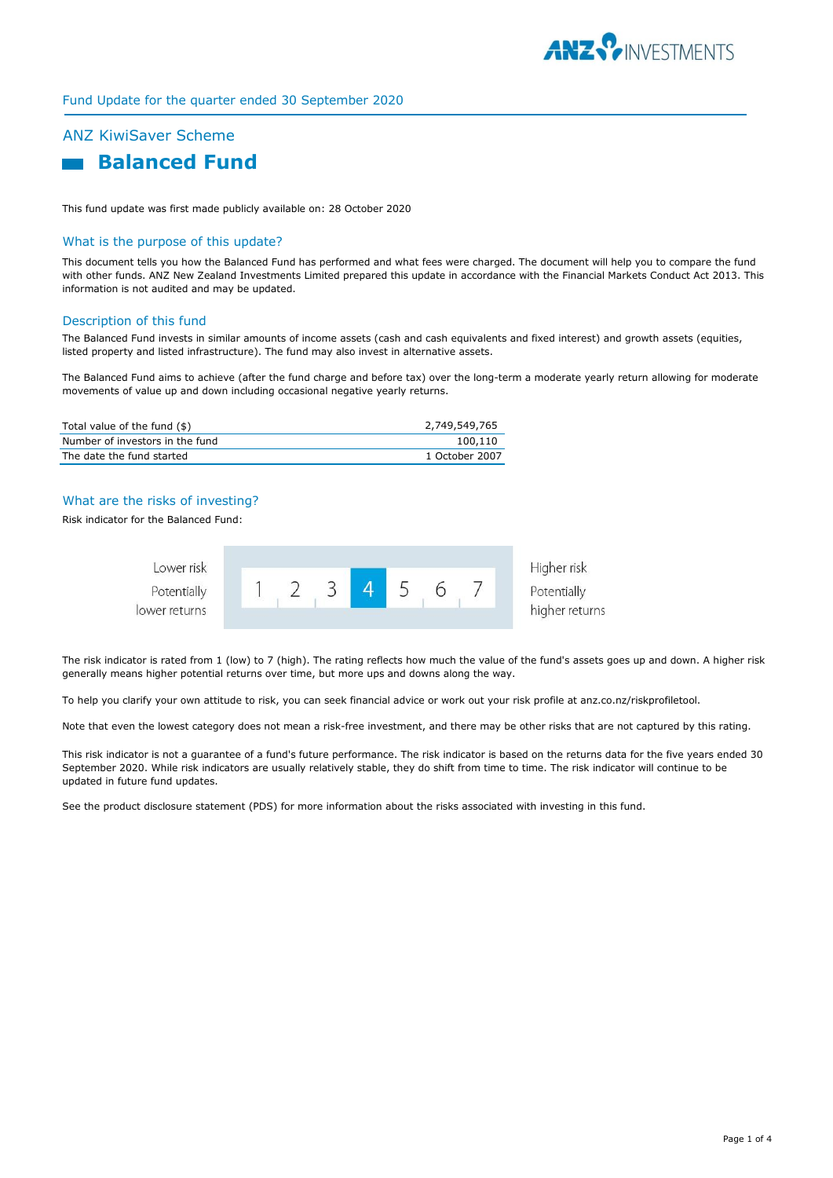Fund Update for the quarter ended 30 September 2020

## ANZ KiwiSaver Scheme

# Balanced Fund

This fund update was first made publicly available on: 28 October 2020

## What is the purpose of this update?

This document tells you how the Balanced Fund has performed and what fees were charged. The document will help you to compare the fund with other funds. ANZ New Zealand Investments Limited prepared this update in accordance with the Financial Markets Conduct Act 2013. This information is not audited and may be updated.

## Description of this fund

The Balanced Fund invests in similar amounts of income assets (cash and cash equivalents and fixed interest) and growth assets (equities, listed property and listed infrastructure). The fund may also invest in alternative assets.

The Balanced Fund aims to achieve (after the fund charge and before tax) over the long-term a moderate yearly return allowing for moderate movements of value up and down including occasional negative yearly returns.

| | |
|---|---|
| Total value of the fund ($) | 2,749,549,765 |
| Number of investors in the fund | 100,110 |
| The date the fund started | 1 October 2007 |

## What are the risks of investing?

Risk indicator for the Balanced Fund:

| Lower risk<br>Potentially lower returns | 1 | 2 | 3 | **4** | 5 | 6 | 7 | Higher risk<br>Potentially higher returns |
|---|---|---|---|---|---|---|---|---|

The risk indicator is rated from 1 (low) to 7 (high). The rating reflects how much the value of the fund's assets goes up and down. A higher risk generally means higher potential returns over time, but more ups and downs along the way.

To help you clarify your own attitude to risk, you can seek financial advice or work out your risk profile at anz.co.nz/riskprofiletool.

Note that even the lowest category does not mean a risk-free investment, and there may be other risks that are not captured by this rating.

This risk indicator is not a guarantee of a fund's future performance. The risk indicator is based on the returns data for the five years ended 30 September 2020. While risk indicators are usually relatively stable, they do shift from time to time. The risk indicator will continue to be updated in future fund updates.

See the product disclosure statement (PDS) for more information about the risks associated with investing in this fund.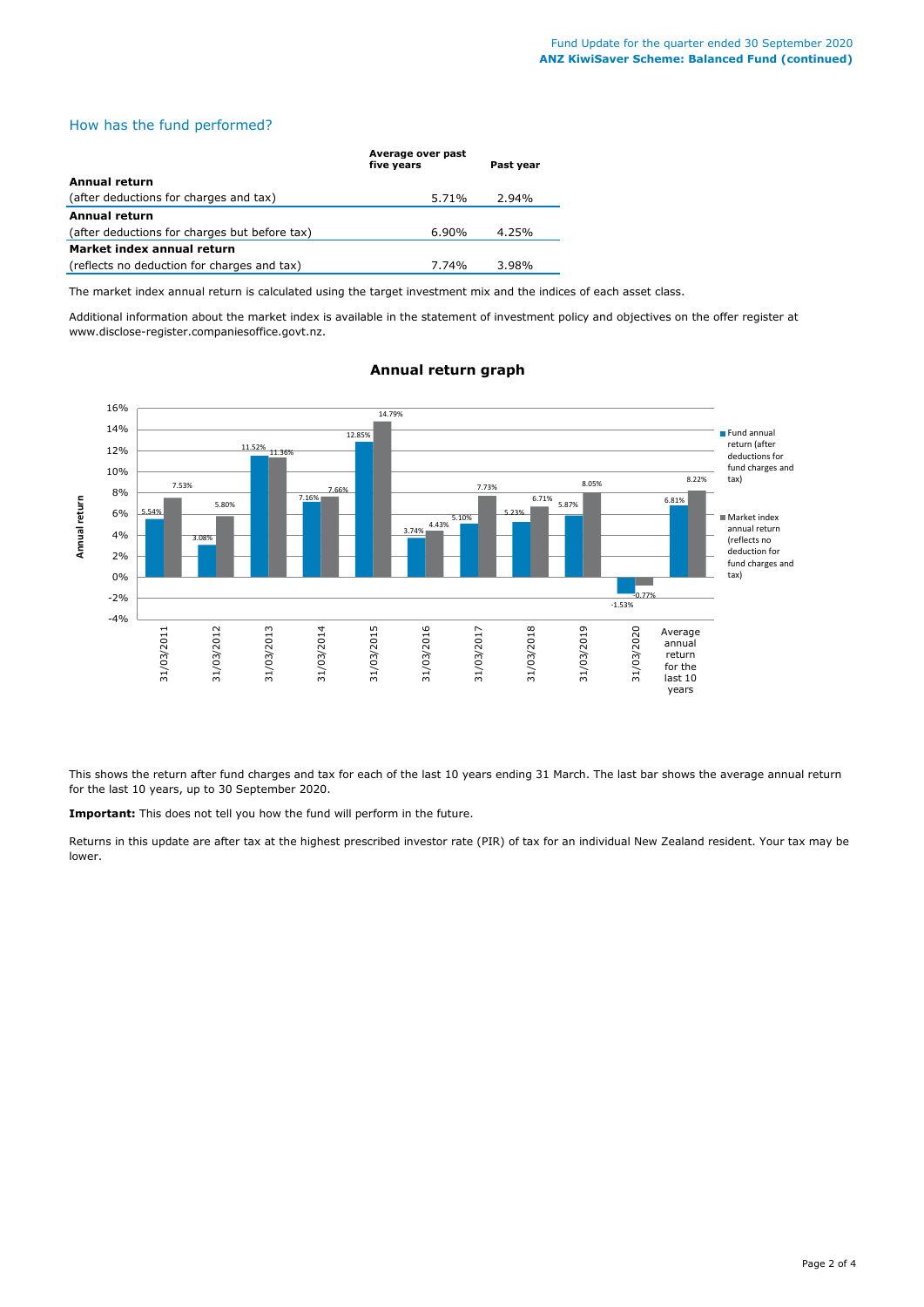## How has the fund performed?

| | Average over past five years | Past year |
|---|---|---|
| **Annual return** (after deductions for charges and tax) | 5.71% | 2.94% |
| **Annual return** (after deductions for charges but before tax) | 6.90% | 4.25% |
| **Market index annual return** (reflects no deduction for charges and tax) | 7.74% | 3.98% |

The market index annual return is calculated using the target investment mix and the indices of each asset class.

Additional information about the market index is available in the statement of investment policy and objectives on the offer register at www.disclose-register.companiesoffice.govt.nz.

### Annual return graph

| | Fund annual return (after deductions for fund charges and tax) | Market index annual return (reflects no deduction for fund charges and tax) |
|---|---|---|
| 31/03/2011 | 5.54% | 7.53% |
| 31/03/2012 | 3.08% | 5.80% |
| 31/03/2013 | 11.52% | 11.36% |
| 31/03/2014 | 7.16% | 7.66% |
| 31/03/2015 | 12.85% | 14.79% |
| 31/03/2016 | 3.74% | 4.43% |
| 31/03/2017 | 5.10% | 7.73% |
| 31/03/2018 | 5.23% | 6.71% |
| 31/03/2019 | 5.87% | 8.05% |
| 31/03/2020 | -1.53% | -0.77% |
| Average annual return for the last 10 years | 6.81% | 8.22% |

This shows the return after fund charges and tax for each of the last 10 years ending 31 March. The last bar shows the average annual return for the last 10 years, up to 30 September 2020.

**Important:** This does not tell you how the fund will perform in the future.

Returns in this update are after tax at the highest prescribed investor rate (PIR) of tax for an individual New Zealand resident. Your tax may be lower.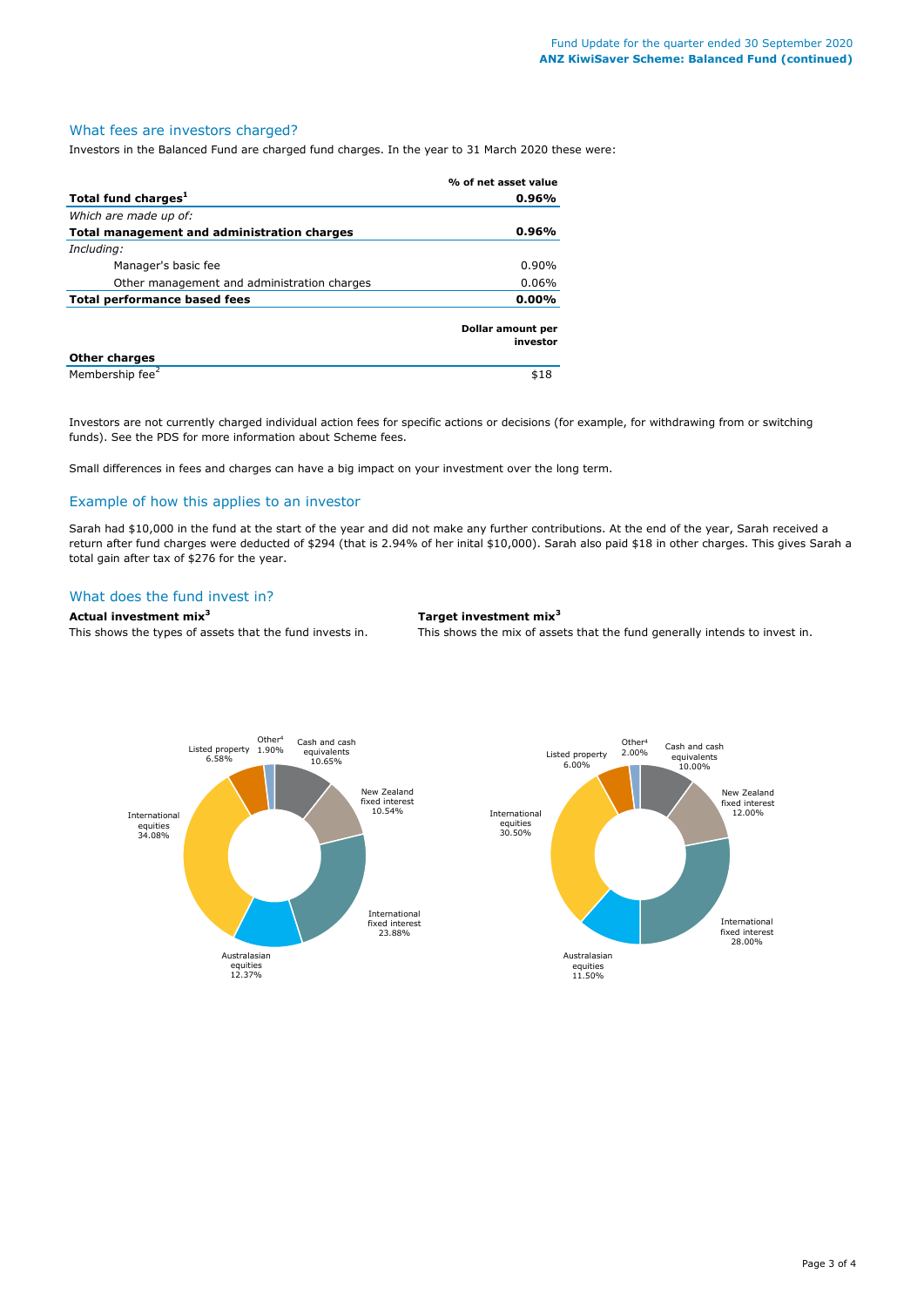## What fees are investors charged?

Investors in the Balanced Fund are charged fund charges. In the year to 31 March 2020 these were:

| | % of net asset value |
|---|---|
| **Total fund charges**[1] | **0.96%** |
| *Which are made up of:* | |
| **Total management and administration charges** | **0.96%** |
| *Including:* | |
| Manager's basic fee | 0.90% |
| Other management and administration charges | 0.06% |
| **Total performance based fees** | **0.00%** |

| | Dollar amount per investor |
|---|---|
| **Other charges** | |
| Membership fee[2] | $18 |

Investors are not currently charged individual action fees for specific actions or decisions (for example, for withdrawing from or switching funds). See the PDS for more information about Scheme fees.

Small differences in fees and charges can have a big impact on your investment over the long term.

## Example of how this applies to an investor

Sarah had $10,000 in the fund at the start of the year and did not make any further contributions. At the end of the year, Sarah received a return after fund charges were deducted of $294 (that is 2.94% of her inital $10,000). Sarah also paid $18 in other charges. This gives Sarah a total gain after tax of $276 for the year.

## What does the fund invest in?

**Actual investment mix**[3]

This shows the types of assets that the fund invests in.

| Asset | Actual |
|---|---|
| Cash and cash equivalents | 10.65% |
| New Zealand fixed interest | 10.54% |
| International fixed interest | 23.88% |
| Australasian equities | 12.37% |
| International equities | 34.08% |
| Listed property | 6.58% |
| Other[4] | 1.90% |

**Target investment mix**[3]

This shows the mix of assets that the fund generally intends to invest in.

| Asset | Target |
|---|---|
| Cash and cash equivalents | 10.00% |
| New Zealand fixed interest | 12.00% |
| International fixed interest | 28.00% |
| Australasian equities | 11.50% |
| International equities | 30.50% |
| Listed property | 6.00% |
| Other[4] | 2.00% |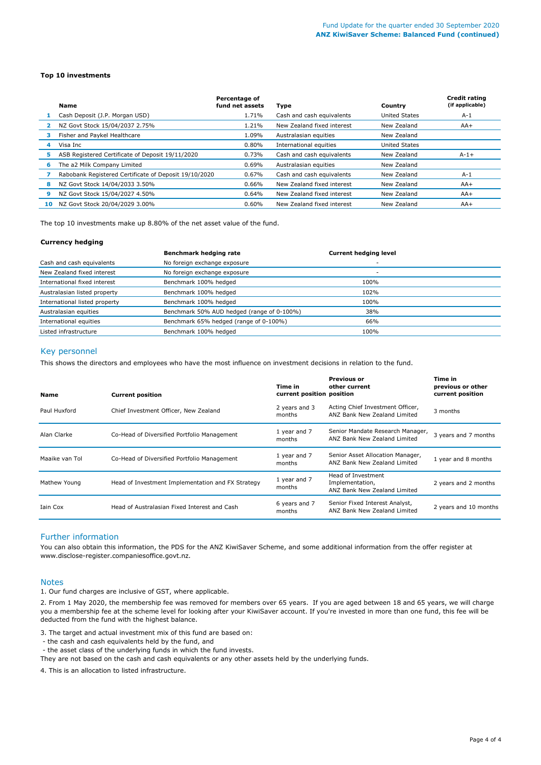### Top 10 investments

| | Name | Percentage of fund net assets | Type | Country | Credit rating (if applicable) |
|---|---|---|---|---|---|
| 1 | Cash Deposit (J.P. Morgan USD) | 1.71% | Cash and cash equivalents | United States | A-1 |
| 2 | NZ Govt Stock 15/04/2037 2.75% | 1.21% | New Zealand fixed interest | New Zealand | AA+ |
| 3 | Fisher and Paykel Healthcare | 1.09% | Australasian equities | New Zealand | |
| 4 | Visa Inc | 0.80% | International equities | United States | |
| 5 | ASB Registered Certificate of Deposit 19/11/2020 | 0.73% | Cash and cash equivalents | New Zealand | A-1+ |
| 6 | The a2 Milk Company Limited | 0.69% | Australasian equities | New Zealand | |
| 7 | Rabobank Registered Certificate of Deposit 19/10/2020 | 0.67% | Cash and cash equivalents | New Zealand | A-1 |
| 8 | NZ Govt Stock 14/04/2033 3.50% | 0.66% | New Zealand fixed interest | New Zealand | AA+ |
| 9 | NZ Govt Stock 15/04/2027 4.50% | 0.64% | New Zealand fixed interest | New Zealand | AA+ |
| 10 | NZ Govt Stock 20/04/2029 3.00% | 0.60% | New Zealand fixed interest | New Zealand | AA+ |

The top 10 investments make up 8.80% of the net asset value of the fund.

### Currency hedging

| | Benchmark hedging rate | Current hedging level |
|---|---|---|
| Cash and cash equivalents | No foreign exchange exposure | - |
| New Zealand fixed interest | No foreign exchange exposure | - |
| International fixed interest | Benchmark 100% hedged | 100% |
| Australasian listed property | Benchmark 100% hedged | 102% |
| International listed property | Benchmark 100% hedged | 100% |
| Australasian equities | Benchmark 50% AUD hedged (range of 0-100%) | 38% |
| International equities | Benchmark 65% hedged (range of 0-100%) | 66% |
| Listed infrastructure | Benchmark 100% hedged | 100% |

## Key personnel

This shows the directors and employees who have the most influence on investment decisions in relation to the fund.

| Name | Current position | Time in current position | Previous or other current position | Time in previous or other current position |
|---|---|---|---|---|
| Paul Huxford | Chief Investment Officer, New Zealand | 2 years and 3 months | Acting Chief Investment Officer, ANZ Bank New Zealand Limited | 3 months |
| Alan Clarke | Co-Head of Diversified Portfolio Management | 1 year and 7 months | Senior Mandate Research Manager, ANZ Bank New Zealand Limited | 3 years and 7 months |
| Maaike van Tol | Co-Head of Diversified Portfolio Management | 1 year and 7 months | Senior Asset Allocation Manager, ANZ Bank New Zealand Limited | 1 year and 8 months |
| Mathew Young | Head of Investment Implementation and FX Strategy | 1 year and 7 months | Head of Investment Implementation, ANZ Bank New Zealand Limited | 2 years and 2 months |
| Iain Cox | Head of Australasian Fixed Interest and Cash | 6 years and 7 months | Senior Fixed Interest Analyst, ANZ Bank New Zealand Limited | 2 years and 10 months |

## Further information

You can also obtain this information, the PDS for the ANZ KiwiSaver Scheme, and some additional information from the offer register at www.disclose-register.companiesoffice.govt.nz.

## Notes

1. Our fund charges are inclusive of GST, where applicable.

2. From 1 May 2020, the membership fee was removed for members over 65 years. If you are aged between 18 and 65 years, we will charge you a membership fee at the scheme level for looking after your KiwiSaver account. If you're invested in more than one fund, this fee will be deducted from the fund with the highest balance.

3. The target and actual investment mix of this fund are based on:
 - the cash and cash equivalents held by the fund, and
 - the asset class of the underlying funds in which the fund invests.

They are not based on the cash and cash equivalents or any other assets held by the underlying funds.

4. This is an allocation to listed infrastructure.